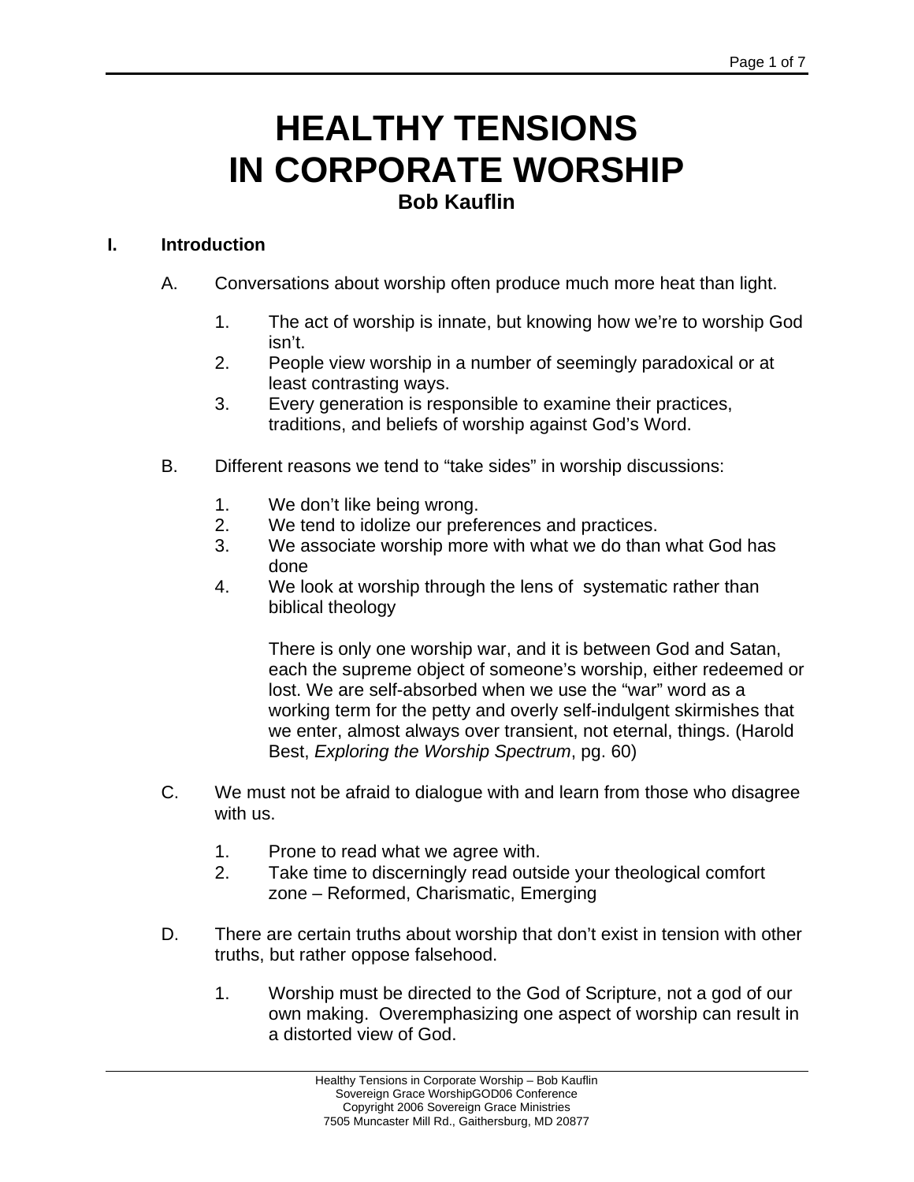# HEALTHY TENSIONS IN CORPORATE WORSHIP

**Bob Kauflin**

## I. Introduction

A. Conversations about worship often produce much more heat than light.

1. The act of worship is innate, but knowing how we're to worship God isn't.
2. People view worship in a number of seemingly paradoxical or at least contrasting ways.
3. Every generation is responsible to examine their practices, traditions, and beliefs of worship against God's Word.

B. Different reasons we tend to "take sides" in worship discussions:

1. We don't like being wrong.
2. We tend to idolize our preferences and practices.
3. We associate worship more with what we do than what God has done
4. We look at worship through the lens of systematic rather than biblical theology

   There is only one worship war, and it is between God and Satan, each the supreme object of someone's worship, either redeemed or lost. We are self-absorbed when we use the "war" word as a working term for the petty and overly self-indulgent skirmishes that we enter, almost always over transient, not eternal, things. (Harold Best, *Exploring the Worship Spectrum*, pg. 60)

C. We must not be afraid to dialogue with and learn from those who disagree with us.

1. Prone to read what we agree with.
2. Take time to discerningly read outside your theological comfort zone – Reformed, Charismatic, Emerging

D. There are certain truths about worship that don't exist in tension with other truths, but rather oppose falsehood.

1. Worship must be directed to the God of Scripture, not a god of our own making. Overemphasizing one aspect of worship can result in a distorted view of God.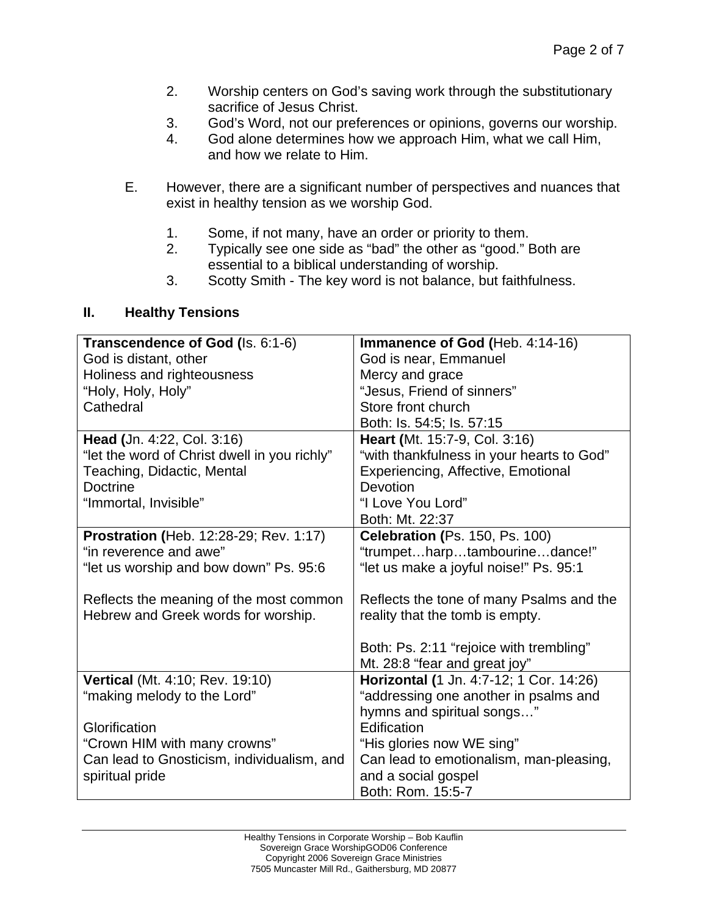2. Worship centers on God's saving work through the substitutionary sacrifice of Jesus Christ.
3. God's Word, not our preferences or opinions, governs our worship.
4. God alone determines how we approach Him, what we call Him, and how we relate to Him.

E. However, there are a significant number of perspectives and nuances that exist in healthy tension as we worship God.

1. Some, if not many, have an order or priority to them.
2. Typically see one side as "bad" the other as "good." Both are essential to a biblical understanding of worship.
3. Scotty Smith - The key word is not balance, but faithfulness.

## II. Healthy Tensions

| | |
|---|---|
| **Transcendence of God (**Is. 6:1-6)<br>God is distant, other<br>Holiness and righteousness<br>"Holy, Holy, Holy"<br>Cathedral | **Immanence of God (**Heb. 4:14-16)<br>God is near, Emmanuel<br>Mercy and grace<br>"Jesus, Friend of sinners"<br>Store front church<br>Both: Is. 54:5; Is. 57:15 |
| **Head (**Jn. 4:22, Col. 3:16)<br>"let the word of Christ dwell in you richly"<br>Teaching, Didactic, Mental<br>Doctrine<br>"Immortal, Invisible" | **Heart (**Mt. 15:7-9, Col. 3:16)<br>"with thankfulness in your hearts to God"<br>Experiencing, Affective, Emotional<br>Devotion<br>"I Love You Lord"<br>Both: Mt. 22:37 |
| **Prostration (**Heb. 12:28-29; Rev. 1:17)<br>"in reverence and awe"<br>"let us worship and bow down" Ps. 95:6<br><br>Reflects the meaning of the most common Hebrew and Greek words for worship. | **Celebration (**Ps. 150, Ps. 100)<br>"trumpet…harp…tambourine…dance!"<br>"let us make a joyful noise!" Ps. 95:1<br><br>Reflects the tone of many Psalms and the reality that the tomb is empty.<br><br>Both: Ps. 2:11 "rejoice with trembling"<br>Mt. 28:8 "fear and great joy" |
| **Vertical** (Mt. 4:10; Rev. 19:10)<br>"making melody to the Lord"<br><br>Glorification<br>"Crown HIM with many crowns"<br>Can lead to Gnosticism, individualism, and spiritual pride | **Horizontal (**1 Jn. 4:7-12; 1 Cor. 14:26)<br>"addressing one another in psalms and hymns and spiritual songs…"<br>Edification<br>"His glories now WE sing"<br>Can lead to emotionalism, man-pleasing, and a social gospel<br>Both: Rom. 15:5-7 |

Healthy Tensions in Corporate Worship – Bob Kauflin
Sovereign Grace WorshipGOD06 Conference
Copyright 2006 Sovereign Grace Ministries
7505 Muncaster Mill Rd., Gaithersburg, MD 20877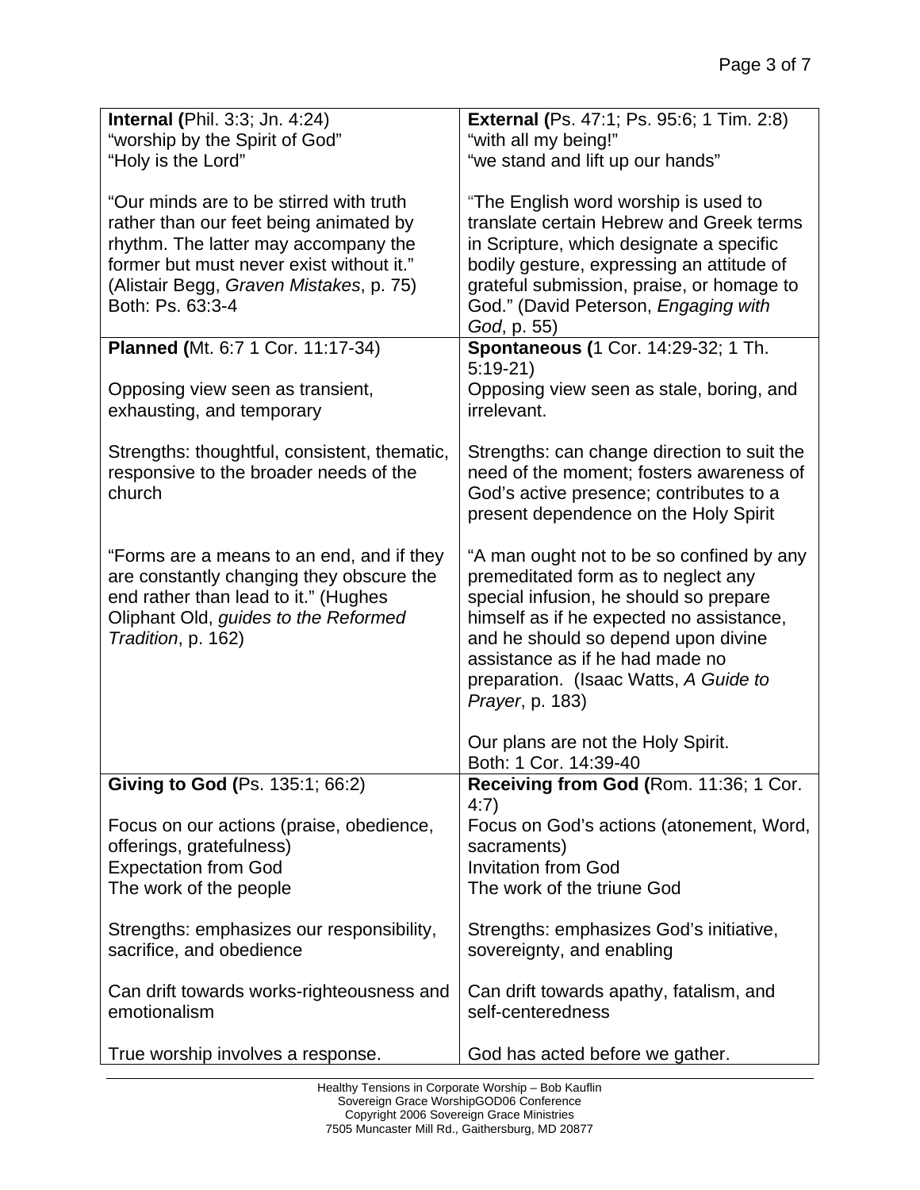| **Internal (**Phil. 3:3; Jn. 4:24)<br>"worship by the Spirit of God"<br>"Holy is the Lord"<br><br>"Our minds are to be stirred with truth rather than our feet being animated by rhythm. The latter may accompany the former but must never exist without it." (Alistair Begg, *Graven Mistakes*, p. 75)<br>Both: Ps. 63:3-4 | **External (**Ps. 47:1; Ps. 95:6; 1 Tim. 2:8)<br>"with all my being!"<br>"we stand and lift up our hands"<br><br>"The English word worship is used to translate certain Hebrew and Greek terms in Scripture, which designate a specific bodily gesture, expressing an attitude of grateful submission, praise, or homage to God." (David Peterson, *Engaging with God*, p. 55) |
|---|---|
| **Planned (**Mt. 6:7 1 Cor. 11:17-34)<br><br>Opposing view seen as transient, exhausting, and temporary<br><br>Strengths: thoughtful, consistent, thematic, responsive to the broader needs of the church<br><br>"Forms are a means to an end, and if they are constantly changing they obscure the end rather than lead to it." (Hughes Oliphant Old, *guides to the Reformed Tradition*, p. 162) | **Spontaneous (**1 Cor. 14:29-32; 1 Th. 5:19-21)<br>Opposing view seen as stale, boring, and irrelevant.<br><br>Strengths: can change direction to suit the need of the moment; fosters awareness of God's active presence; contributes to a present dependence on the Holy Spirit<br><br>"A man ought not to be so confined by any premeditated form as to neglect any special infusion, he should so prepare himself as if he expected no assistance, and he should so depend upon divine assistance as if he had made no preparation. (Isaac Watts, *A Guide to Prayer*, p. 183)<br><br>Our plans are not the Holy Spirit.<br>Both: 1 Cor. 14:39-40 |
| **Giving to God (**Ps. 135:1; 66:2)<br><br>Focus on our actions (praise, obedience, offerings, gratefulness)<br>Expectation from God<br>The work of the people<br><br>Strengths: emphasizes our responsibility, sacrifice, and obedience<br><br>Can drift towards works-righteousness and emotionalism<br><br>True worship involves a response. | **Receiving from God (**Rom. 11:36; 1 Cor. 4:7)<br>Focus on God's actions (atonement, Word, sacraments)<br>Invitation from God<br>The work of the triune God<br><br>Strengths: emphasizes God's initiative, sovereignty, and enabling<br><br>Can drift towards apathy, fatalism, and self-centeredness<br><br>God has acted before we gather. |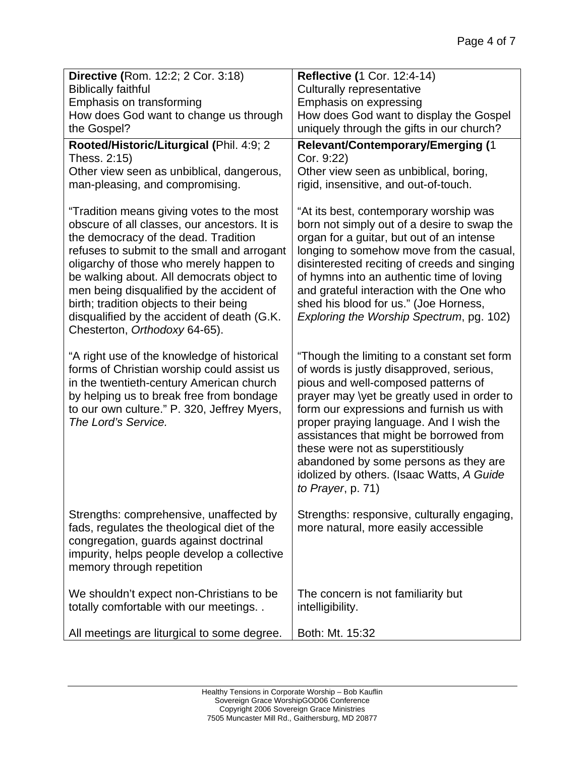| **Directive (**Rom. 12:2; 2 Cor. 3:18)<br>Biblically faithful<br>Emphasis on transforming<br>How does God want to change us through the Gospel? | **Reflective (**1 Cor. 12:4-14)<br>Culturally representative<br>Emphasis on expressing<br>How does God want to display the Gospel uniquely through the gifts in our church? |
|---|---|
| **Rooted/Historic/Liturgical (**Phil. 4:9; 2 Thess. 2:15)<br>Other view seen as unbiblical, dangerous, man-pleasing, and compromising.<br><br>"Tradition means giving votes to the most obscure of all classes, our ancestors. It is the democracy of the dead. Tradition refuses to submit to the small and arrogant oligarchy of those who merely happen to be walking about. All democrats object to men being disqualified by the accident of birth; tradition objects to their being disqualified by the accident of death (G.K. Chesterton, *Orthodoxy* 64-65).<br><br>"A right use of the knowledge of historical forms of Christian worship could assist us in the twentieth-century American church by helping us to break free from bondage to our own culture." P. 320, Jeffrey Myers, *The Lord's Service.*<br><br>Strengths: comprehensive, unaffected by fads, regulates the theological diet of the congregation, guards against doctrinal impurity, helps people develop a collective memory through repetition<br><br>We shouldn't expect non-Christians to be totally comfortable with our meetings. .<br><br>All meetings are liturgical to some degree. | **Relevant/Contemporary/Emerging (**1 Cor. 9:22)<br>Other view seen as unbiblical, boring, rigid, insensitive, and out-of-touch.<br><br>"At its best, contemporary worship was born not simply out of a desire to swap the organ for a guitar, but out of an intense longing to somehow move from the casual, disinterested reciting of creeds and singing of hymns into an authentic time of loving and grateful interaction with the One who shed his blood for us." (Joe Horness, *Exploring the Worship Spectrum*, pg. 102)<br><br>"Though the limiting to a constant set form of words is justly disapproved, serious, pious and well-composed patterns of prayer may \yet be greatly used in order to form our expressions and furnish us with proper praying language. And I wish the assistances that might be borrowed from these were not as superstitiously abandoned by some persons as they are idolized by others. (Isaac Watts, *A Guide to Prayer*, p. 71)<br><br>Strengths: responsive, culturally engaging, more natural, more easily accessible<br><br>The concern is not familiarity but intelligibility.<br><br>Both: Mt. 15:32 |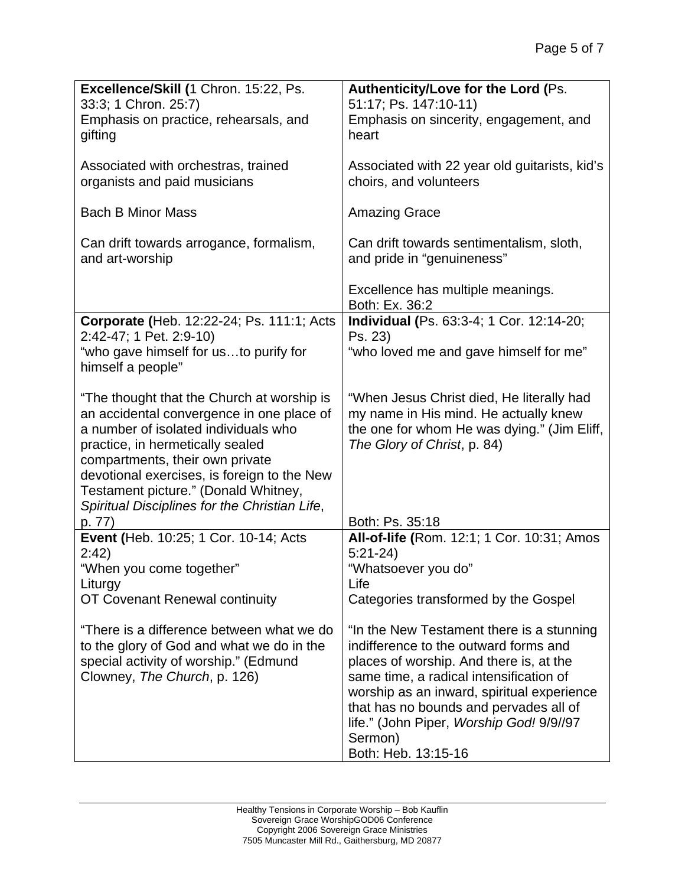| **Excellence/Skill (**1 Chron. 15:22, Ps. 33:3; 1 Chron. 25:7)<br>Emphasis on practice, rehearsals, and gifting<br><br>Associated with orchestras, trained organists and paid musicians<br><br>Bach B Minor Mass<br><br>Can drift towards arrogance, formalism, and art-worship | **Authenticity/Love for the Lord (**Ps. 51:17; Ps. 147:10-11)<br>Emphasis on sincerity, engagement, and heart<br><br>Associated with 22 year old guitarists, kid's choirs, and volunteers<br><br>Amazing Grace<br><br>Can drift towards sentimentalism, sloth, and pride in "genuineness"<br><br>Excellence has multiple meanings.<br>Both: Ex. 36:2 |
|---|---|
| **Corporate (**Heb. 12:22-24; Ps. 111:1; Acts 2:42-47; 1 Pet. 2:9-10)<br>"who gave himself for us…to purify for himself a people"<br><br>"The thought that the Church at worship is an accidental convergence in one place of a number of isolated individuals who practice, in hermetically sealed compartments, their own private devotional exercises, is foreign to the New Testament picture." (Donald Whitney, *Spiritual Disciplines for the Christian Life*, p. 77) | **Individual (**Ps. 63:3-4; 1 Cor. 12:14-20; Ps. 23)<br>"who loved me and gave himself for me"<br><br>"When Jesus Christ died, He literally had my name in His mind. He actually knew the one for whom He was dying." (Jim Eliff, *The Glory of Christ*, p. 84)<br><br>Both: Ps. 35:18 |
| **Event (**Heb. 10:25; 1 Cor. 10-14; Acts 2:42)<br>"When you come together"<br>Liturgy<br>OT Covenant Renewal continuity<br><br>"There is a difference between what we do to the glory of God and what we do in the special activity of worship." (Edmund Clowney, *The Church*, p. 126) | **All-of-life (**Rom. 12:1; 1 Cor. 10:31; Amos 5:21-24)<br>"Whatsoever you do"<br>Life<br>Categories transformed by the Gospel<br><br>"In the New Testament there is a stunning indifference to the outward forms and places of worship. And there is, at the same time, a radical intensification of worship as an inward, spiritual experience that has no bounds and pervades all of life." (John Piper, *Worship God!* 9/9//97 Sermon)<br>Both: Heb. 13:15-16 |

Healthy Tensions in Corporate Worship – Bob Kauflin
Sovereign Grace WorshipGOD06 Conference
Copyright 2006 Sovereign Grace Ministries
7505 Muncaster Mill Rd., Gaithersburg, MD 20877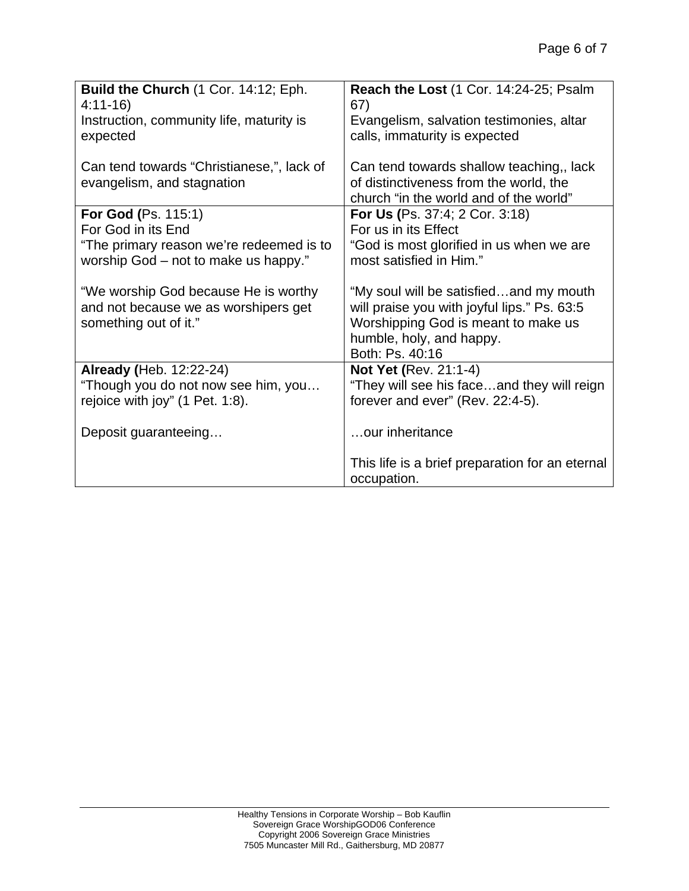| **Build the Church** (1 Cor. 14:12; Eph. 4:11-16)<br>Instruction, community life, maturity is expected<br><br>Can tend towards "Christianese,", lack of evangelism, and stagnation | **Reach the Lost** (1 Cor. 14:24-25; Psalm 67)<br>Evangelism, salvation testimonies, altar calls, immaturity is expected<br><br>Can tend towards shallow teaching,, lack of distinctiveness from the world, the church "in the world and of the world" |
|---|---|
| **For God (**Ps. 115:1)<br>For God in its End<br>"The primary reason we're redeemed is to worship God – not to make us happy."<br><br>"We worship God because He is worthy and not because we as worshipers get something out of it." | **For Us (**Ps. 37:4; 2 Cor. 3:18)<br>For us in its Effect<br>"God is most glorified in us when we are most satisfied in Him."<br><br>"My soul will be satisfied…and my mouth will praise you with joyful lips." Ps. 63:5<br>Worshipping God is meant to make us humble, holy, and happy.<br>Both: Ps. 40:16 |
| **Already (**Heb. 12:22-24)<br>"Though you do not now see him, you… rejoice with joy" (1 Pet. 1:8).<br><br>Deposit guaranteeing… | **Not Yet (**Rev. 21:1-4)<br>"They will see his face…and they will reign forever and ever" (Rev. 22:4-5).<br><br>…our inheritance<br><br>This life is a brief preparation for an eternal occupation. |

Healthy Tensions in Corporate Worship – Bob Kauflin
Sovereign Grace WorshipGOD06 Conference
Copyright 2006 Sovereign Grace Ministries
7505 Muncaster Mill Rd., Gaithersburg, MD 20877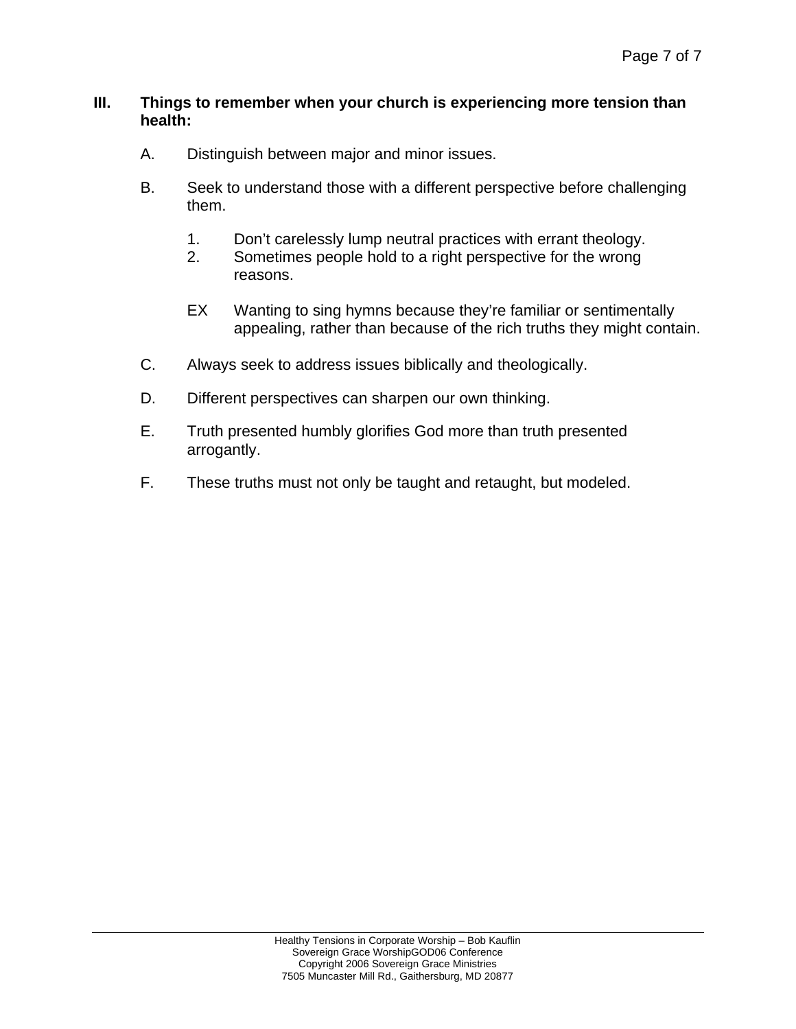**III. Things to remember when your church is experiencing more tension than health:**

A. Distinguish between major and minor issues.

B. Seek to understand those with a different perspective before challenging them.

1. Don’t carelessly lump neutral practices with errant theology.
2. Sometimes people hold to a right perspective for the wrong reasons.

EX Wanting to sing hymns because they’re familiar or sentimentally appealing, rather than because of the rich truths they might contain.

C. Always seek to address issues biblically and theologically.

D. Different perspectives can sharpen our own thinking.

E. Truth presented humbly glorifies God more than truth presented arrogantly.

F. These truths must not only be taught and retaught, but modeled.